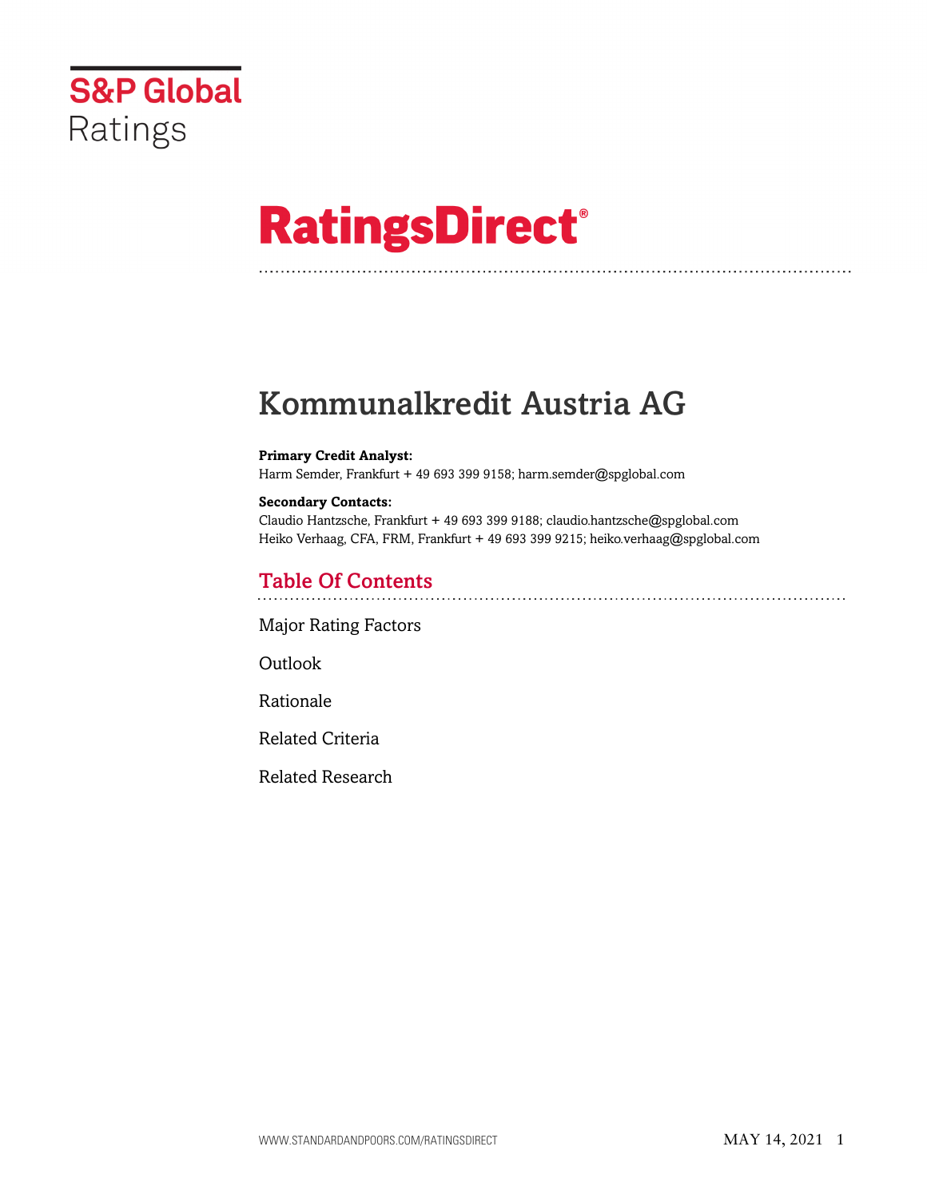S&P Global Ratings

# RatingsDirect®

# Kommunalkredit Austria AG

**Primary Credit Analyst:**
Harm Semder, Frankfurt + 49 693 399 9158; harm.semder@spglobal.com

**Secondary Contacts:**
Claudio Hantzsche, Frankfurt + 49 693 399 9188; claudio.hantzsche@spglobal.com
Heiko Verhaag, CFA, FRM, Frankfurt + 49 693 399 9215; heiko.verhaag@spglobal.com

## Table Of Contents

Major Rating Factors

Outlook

Rationale

Related Criteria

Related Research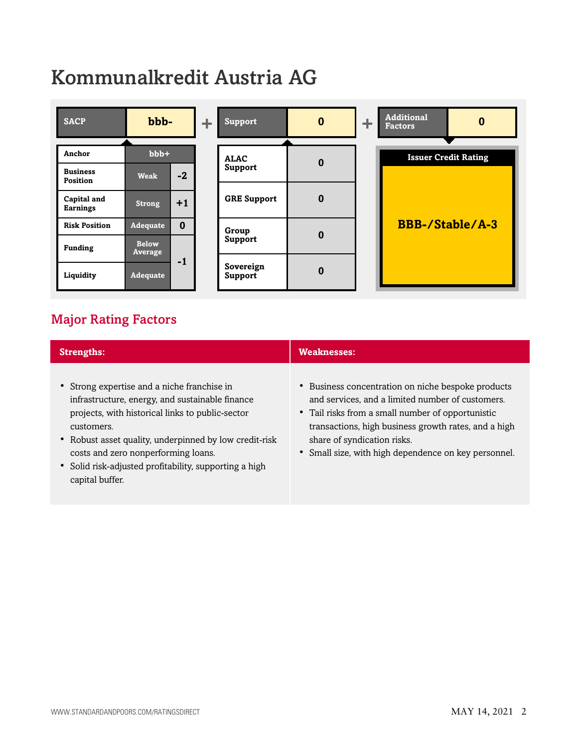# Kommunalkredit Austria AG

| SACP | bbb- | | + | Support | 0 | + | Additional Factors | 0 |
|---|---|---|---|---|---|---|---|---|
| Anchor | bbb+ | | | ALAC Support | 0 | | Issuer Credit Rating | |
| Business Position | Weak | -2 | | GRE Support | 0 | | BBB-/Stable/A-3 | |
| Capital and Earnings | Strong | +1 | | Group Support | 0 | | | |
| Risk Position | Adequate | 0 | | Sovereign Support | 0 | | | |
| Funding | Below Average | -1 | | | | | | |
| Liquidity | Adequate | | | | | | | |

## Major Rating Factors

| Strengths: | Weaknesses: |
|---|---|
| • Strong expertise and a niche franchise in infrastructure, energy, and sustainable finance projects, with historical links to public-sector customers.<br>• Robust asset quality, underpinned by low credit-risk costs and zero nonperforming loans.<br>• Solid risk-adjusted profitability, supporting a high capital buffer. | • Business concentration on niche bespoke products and services, and a limited number of customers.<br>• Tail risks from a small number of opportunistic transactions, high business growth rates, and a high share of syndication risks.<br>• Small size, with high dependence on key personnel. |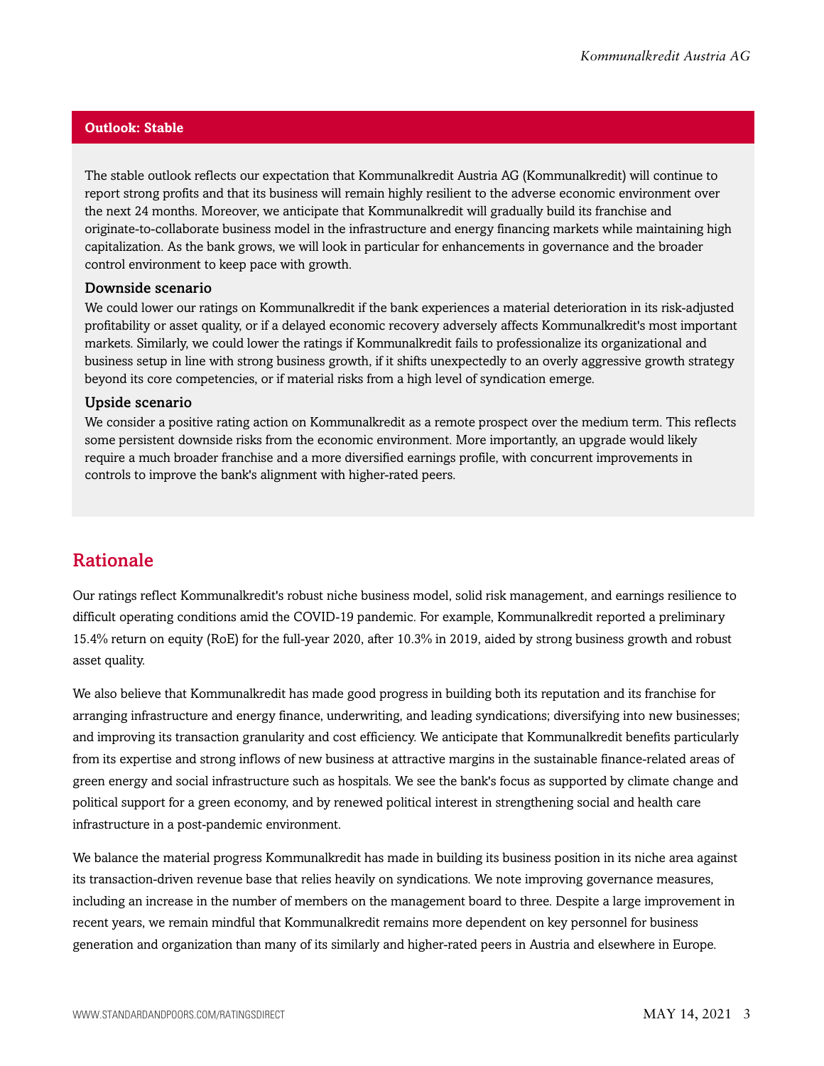## Outlook: Stable

The stable outlook reflects our expectation that Kommunalkredit Austria AG (Kommunalkredit) will continue to report strong profits and that its business will remain highly resilient to the adverse economic environment over the next 24 months. Moreover, we anticipate that Kommunalkredit will gradually build its franchise and originate-to-collaborate business model in the infrastructure and energy financing markets while maintaining high capitalization. As the bank grows, we will look in particular for enhancements in governance and the broader control environment to keep pace with growth.

### Downside scenario

We could lower our ratings on Kommunalkredit if the bank experiences a material deterioration in its risk-adjusted profitability or asset quality, or if a delayed economic recovery adversely affects Kommunalkredit's most important markets. Similarly, we could lower the ratings if Kommunalkredit fails to professionalize its organizational and business setup in line with strong business growth, if it shifts unexpectedly to an overly aggressive growth strategy beyond its core competencies, or if material risks from a high level of syndication emerge.

### Upside scenario

We consider a positive rating action on Kommunalkredit as a remote prospect over the medium term. This reflects some persistent downside risks from the economic environment. More importantly, an upgrade would likely require a much broader franchise and a more diversified earnings profile, with concurrent improvements in controls to improve the bank's alignment with higher-rated peers.

## Rationale

Our ratings reflect Kommunalkredit's robust niche business model, solid risk management, and earnings resilience to difficult operating conditions amid the COVID-19 pandemic. For example, Kommunalkredit reported a preliminary 15.4% return on equity (RoE) for the full-year 2020, after 10.3% in 2019, aided by strong business growth and robust asset quality.

We also believe that Kommunalkredit has made good progress in building both its reputation and its franchise for arranging infrastructure and energy finance, underwriting, and leading syndications; diversifying into new businesses; and improving its transaction granularity and cost efficiency. We anticipate that Kommunalkredit benefits particularly from its expertise and strong inflows of new business at attractive margins in the sustainable finance-related areas of green energy and social infrastructure such as hospitals. We see the bank's focus as supported by climate change and political support for a green economy, and by renewed political interest in strengthening social and health care infrastructure in a post-pandemic environment.

We balance the material progress Kommunalkredit has made in building its business position in its niche area against its transaction-driven revenue base that relies heavily on syndications. We note improving governance measures, including an increase in the number of members on the management board to three. Despite a large improvement in recent years, we remain mindful that Kommunalkredit remains more dependent on key personnel for business generation and organization than many of its similarly and higher-rated peers in Austria and elsewhere in Europe.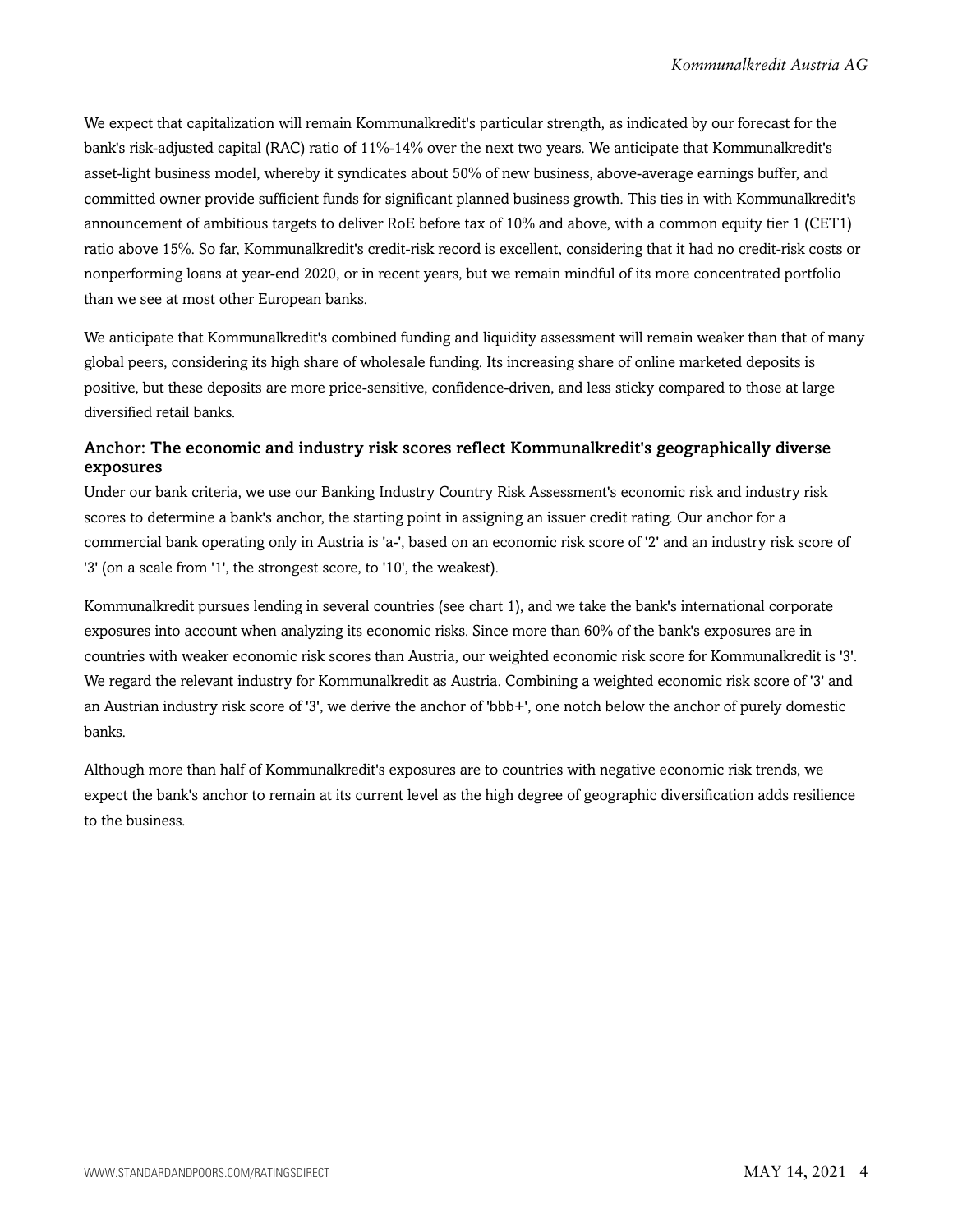We expect that capitalization will remain Kommunalkredit's particular strength, as indicated by our forecast for the bank's risk-adjusted capital (RAC) ratio of 11%-14% over the next two years. We anticipate that Kommunalkredit's asset-light business model, whereby it syndicates about 50% of new business, above-average earnings buffer, and committed owner provide sufficient funds for significant planned business growth. This ties in with Kommunalkredit's announcement of ambitious targets to deliver RoE before tax of 10% and above, with a common equity tier 1 (CET1) ratio above 15%. So far, Kommunalkredit's credit-risk record is excellent, considering that it had no credit-risk costs or nonperforming loans at year-end 2020, or in recent years, but we remain mindful of its more concentrated portfolio than we see at most other European banks.

We anticipate that Kommunalkredit's combined funding and liquidity assessment will remain weaker than that of many global peers, considering its high share of wholesale funding. Its increasing share of online marketed deposits is positive, but these deposits are more price-sensitive, confidence-driven, and less sticky compared to those at large diversified retail banks.

### Anchor: The economic and industry risk scores reflect Kommunalkredit's geographically diverse exposures

Under our bank criteria, we use our Banking Industry Country Risk Assessment's economic risk and industry risk scores to determine a bank's anchor, the starting point in assigning an issuer credit rating. Our anchor for a commercial bank operating only in Austria is 'a-', based on an economic risk score of '2' and an industry risk score of '3' (on a scale from '1', the strongest score, to '10', the weakest).

Kommunalkredit pursues lending in several countries (see chart 1), and we take the bank's international corporate exposures into account when analyzing its economic risks. Since more than 60% of the bank's exposures are in countries with weaker economic risk scores than Austria, our weighted economic risk score for Kommunalkredit is '3'. We regard the relevant industry for Kommunalkredit as Austria. Combining a weighted economic risk score of '3' and an Austrian industry risk score of '3', we derive the anchor of 'bbb+', one notch below the anchor of purely domestic banks.

Although more than half of Kommunalkredit's exposures are to countries with negative economic risk trends, we expect the bank's anchor to remain at its current level as the high degree of geographic diversification adds resilience to the business.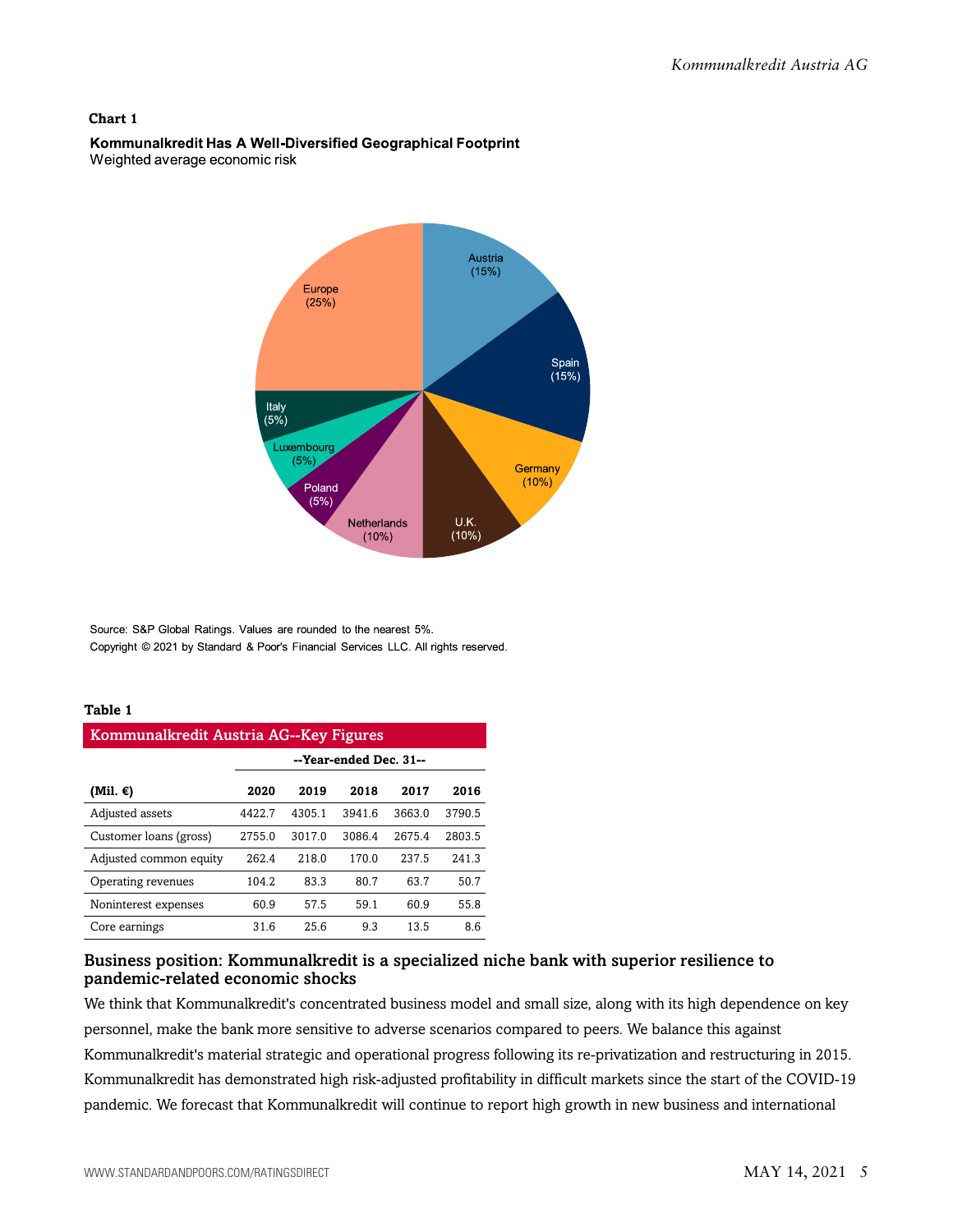**Chart 1**

**Kommunalkredit Has A Well-Diversified Geographical Footprint**
Weighted average economic risk

Austria (15%)
Spain (15%)
Germany (10%)
U.K. (10%)
Netherlands (10%)
Poland (5%)
Luxembourg (5%)
Italy (5%)
Europe (25%)

Source: S&P Global Ratings. Values are rounded to the nearest 5%.
Copyright © 2021 by Standard & Poor's Financial Services LLC. All rights reserved.

**Table 1**

| Kommunalkredit Austria AG--Key Figures | | | | | |
|---|---|---|---|---|---|
| | --Year-ended Dec. 31-- | | | | |
| **(Mil. €)** | **2020** | **2019** | **2018** | **2017** | **2016** |
| Adjusted assets | 4422.7 | 4305.1 | 3941.6 | 3663.0 | 3790.5 |
| Customer loans (gross) | 2755.0 | 3017.0 | 3086.4 | 2675.4 | 2803.5 |
| Adjusted common equity | 262.4 | 218.0 | 170.0 | 237.5 | 241.3 |
| Operating revenues | 104.2 | 83.3 | 80.7 | 63.7 | 50.7 |
| Noninterest expenses | 60.9 | 57.5 | 59.1 | 60.9 | 55.8 |
| Core earnings | 31.6 | 25.6 | 9.3 | 13.5 | 8.6 |

## Business position: Kommunalkredit is a specialized niche bank with superior resilience to pandemic-related economic shocks

We think that Kommunalkredit's concentrated business model and small size, along with its high dependence on key personnel, make the bank more sensitive to adverse scenarios compared to peers. We balance this against Kommunalkredit's material strategic and operational progress following its re-privatization and restructuring in 2015. Kommunalkredit has demonstrated high risk-adjusted profitability in difficult markets since the start of the COVID-19 pandemic. We forecast that Kommunalkredit will continue to report high growth in new business and international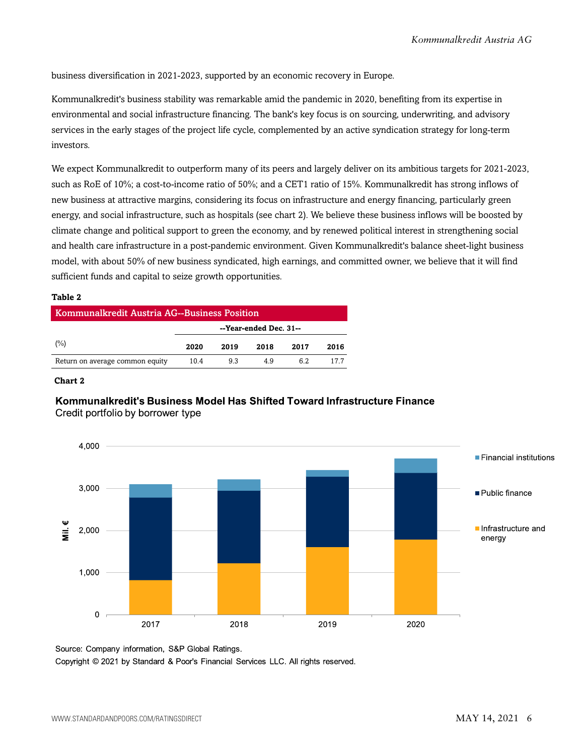business diversification in 2021-2023, supported by an economic recovery in Europe.

Kommunalkredit's business stability was remarkable amid the pandemic in 2020, benefiting from its expertise in environmental and social infrastructure financing. The bank's key focus is on sourcing, underwriting, and advisory services in the early stages of the project life cycle, complemented by an active syndication strategy for long-term investors.

We expect Kommunalkredit to outperform many of its peers and largely deliver on its ambitious targets for 2021-2023, such as RoE of 10%; a cost-to-income ratio of 50%; and a CET1 ratio of 15%. Kommunalkredit has strong inflows of new business at attractive margins, considering its focus on infrastructure and energy financing, particularly green energy, and social infrastructure, such as hospitals (see chart 2). We believe these business inflows will be boosted by climate change and political support to green the economy, and by renewed political interest in strengthening social and health care infrastructure in a post-pandemic environment. Given Kommunalkredit's balance sheet-light business model, with about 50% of new business syndicated, high earnings, and committed owner, we believe that it will find sufficient funds and capital to seize growth opportunities.

**Table 2**

**Kommunalkredit Austria AG--Business Position**

| | --Year-ended Dec. 31-- | | | | |
|---|---|---|---|---|---|
| (%) | 2020 | 2019 | 2018 | 2017 | 2016 |
| Return on average common equity | 10.4 | 9.3 | 4.9 | 6.2 | 17.7 |

**Chart 2**

**Kommunalkredit's Business Model Has Shifted Toward Infrastructure Finance**

Credit portfolio by borrower type

Source: Company information, S&P Global Ratings.

Copyright © 2021 by Standard & Poor's Financial Services LLC. All rights reserved.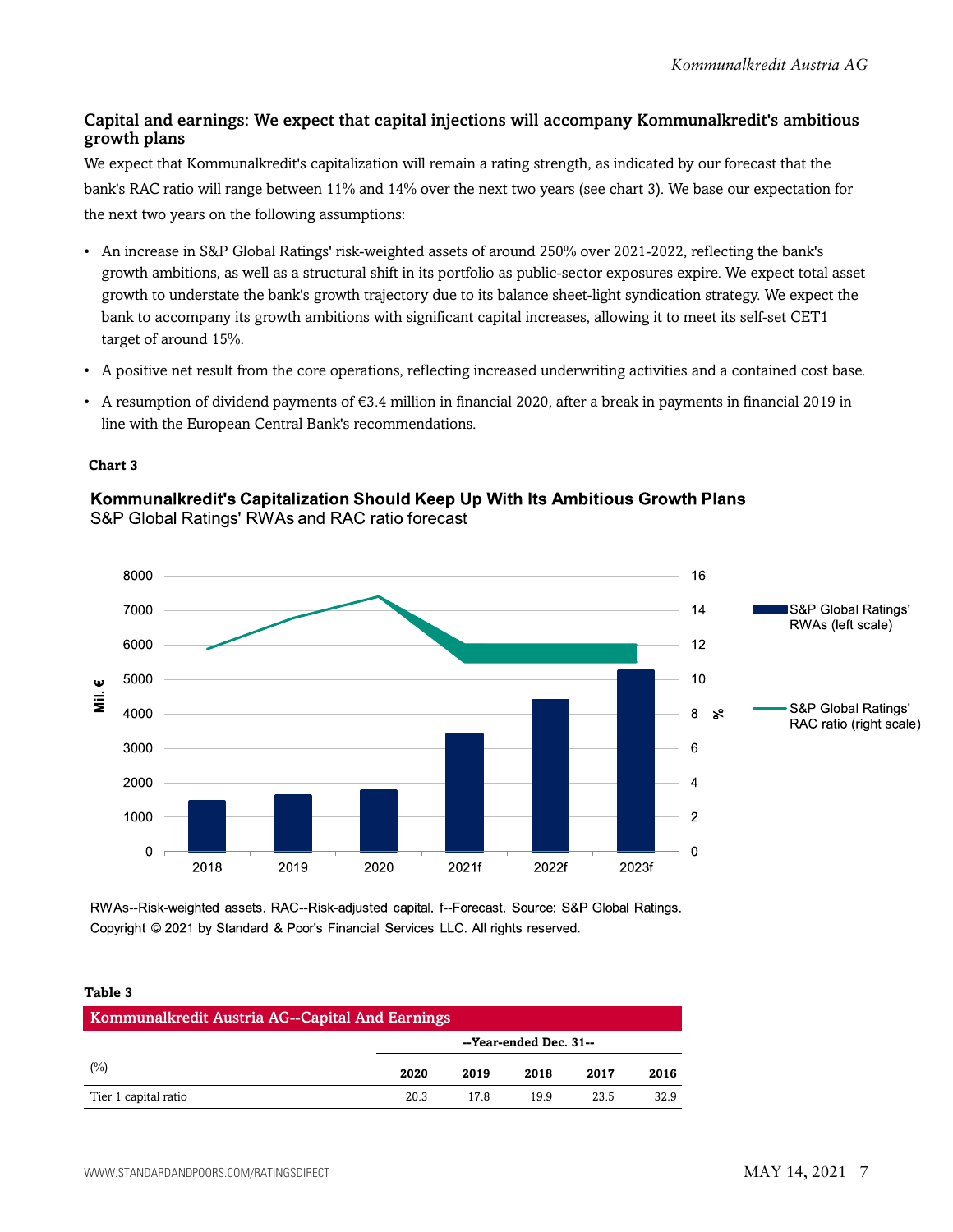### Capital and earnings: We expect that capital injections will accompany Kommunalkredit's ambitious growth plans

We expect that Kommunalkredit's capitalization will remain a rating strength, as indicated by our forecast that the bank's RAC ratio will range between 11% and 14% over the next two years (see chart 3). We base our expectation for the next two years on the following assumptions:

- An increase in S&P Global Ratings' risk-weighted assets of around 250% over 2021-2022, reflecting the bank's growth ambitions, as well as a structural shift in its portfolio as public-sector exposures expire. We expect total asset growth to understate the bank's growth trajectory due to its balance sheet-light syndication strategy. We expect the bank to accompany its growth ambitions with significant capital increases, allowing it to meet its self-set CET1 target of around 15%.
- A positive net result from the core operations, reflecting increased underwriting activities and a contained cost base.
- A resumption of dividend payments of €3.4 million in financial 2020, after a break in payments in financial 2019 in line with the European Central Bank's recommendations.

**Chart 3**

**Kommunalkredit's Capitalization Should Keep Up With Its Ambitious Growth Plans**
S&P Global Ratings' RWAs and RAC ratio forecast

RWAs--Risk-weighted assets. RAC--Risk-adjusted capital. f--Forecast. Source: S&P Global Ratings.
Copyright © 2021 by Standard & Poor's Financial Services LLC. All rights reserved.

**Table 3**

| Kommunalkredit Austria AG--Capital And Earnings | | | | | |
|---|---|---|---|---|---|
| | --Year-ended Dec. 31-- | | | | |
| (%) | 2020 | 2019 | 2018 | 2017 | 2016 |
| Tier 1 capital ratio | 20.3 | 17.8 | 19.9 | 23.5 | 32.9 |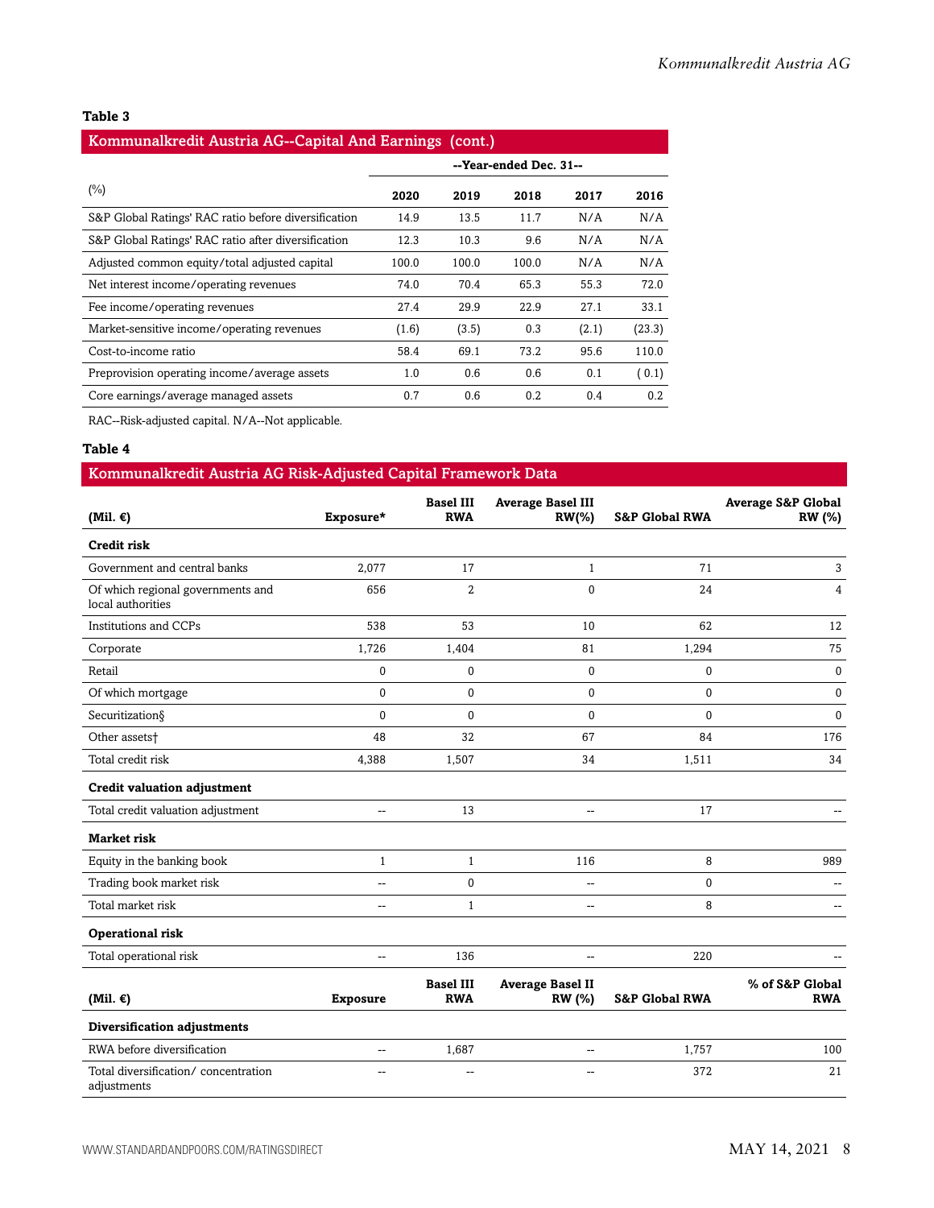**Table 3**

| Kommunalkredit Austria AG--Capital And Earnings (cont.) | | | | | |
|---|---|---|---|---|---|
| | --Year-ended Dec. 31-- | | | | |
| (%) | 2020 | 2019 | 2018 | 2017 | 2016 |
| S&P Global Ratings' RAC ratio before diversification | 14.9 | 13.5 | 11.7 | N/A | N/A |
| S&P Global Ratings' RAC ratio after diversification | 12.3 | 10.3 | 9.6 | N/A | N/A |
| Adjusted common equity/total adjusted capital | 100.0 | 100.0 | 100.0 | N/A | N/A |
| Net interest income/operating revenues | 74.0 | 70.4 | 65.3 | 55.3 | 72.0 |
| Fee income/operating revenues | 27.4 | 29.9 | 22.9 | 27.1 | 33.1 |
| Market-sensitive income/operating revenues | (1.6) | (3.5) | 0.3 | (2.1) | (23.3) |
| Cost-to-income ratio | 58.4 | 69.1 | 73.2 | 95.6 | 110.0 |
| Preprovision operating income/average assets | 1.0 | 0.6 | 0.6 | 0.1 | ( 0.1) |
| Core earnings/average managed assets | 0.7 | 0.6 | 0.2 | 0.4 | 0.2 |

RAC--Risk-adjusted capital. N/A--Not applicable.

**Table 4**

| Kommunalkredit Austria AG Risk-Adjusted Capital Framework Data | | | | | |
|---|---|---|---|---|---|
| (Mil. €) | Exposure* | Basel III RWA | Average Basel III RW(%) | S&P Global RWA | Average S&P Global RW (%) |
| **Credit risk** | | | | | |
| Government and central banks | 2,077 | 17 | 1 | 71 | 3 |
| Of which regional governments and local authorities | 656 | 2 | 0 | 24 | 4 |
| Institutions and CCPs | 538 | 53 | 10 | 62 | 12 |
| Corporate | 1,726 | 1,404 | 81 | 1,294 | 75 |
| Retail | 0 | 0 | 0 | 0 | 0 |
| Of which mortgage | 0 | 0 | 0 | 0 | 0 |
| Securitization§ | 0 | 0 | 0 | 0 | 0 |
| Other assets† | 48 | 32 | 67 | 84 | 176 |
| Total credit risk | 4,388 | 1,507 | 34 | 1,511 | 34 |
| **Credit valuation adjustment** | | | | | |
| Total credit valuation adjustment | -- | 13 | -- | 17 | -- |
| **Market risk** | | | | | |
| Equity in the banking book | 1 | 1 | 116 | 8 | 989 |
| Trading book market risk | -- | 0 | -- | 0 | -- |
| Total market risk | -- | 1 | -- | 8 | -- |
| **Operational risk** | | | | | |
| Total operational risk | -- | 136 | -- | 220 | -- |
| (Mil. €) | Exposure | Basel III RWA | Average Basel II RW (%) | S&P Global RWA | % of S&P Global RWA |
| **Diversification adjustments** | | | | | |
| RWA before diversification | -- | 1,687 | -- | 1,757 | 100 |
| Total diversification/ concentration adjustments | -- | -- | -- | 372 | 21 |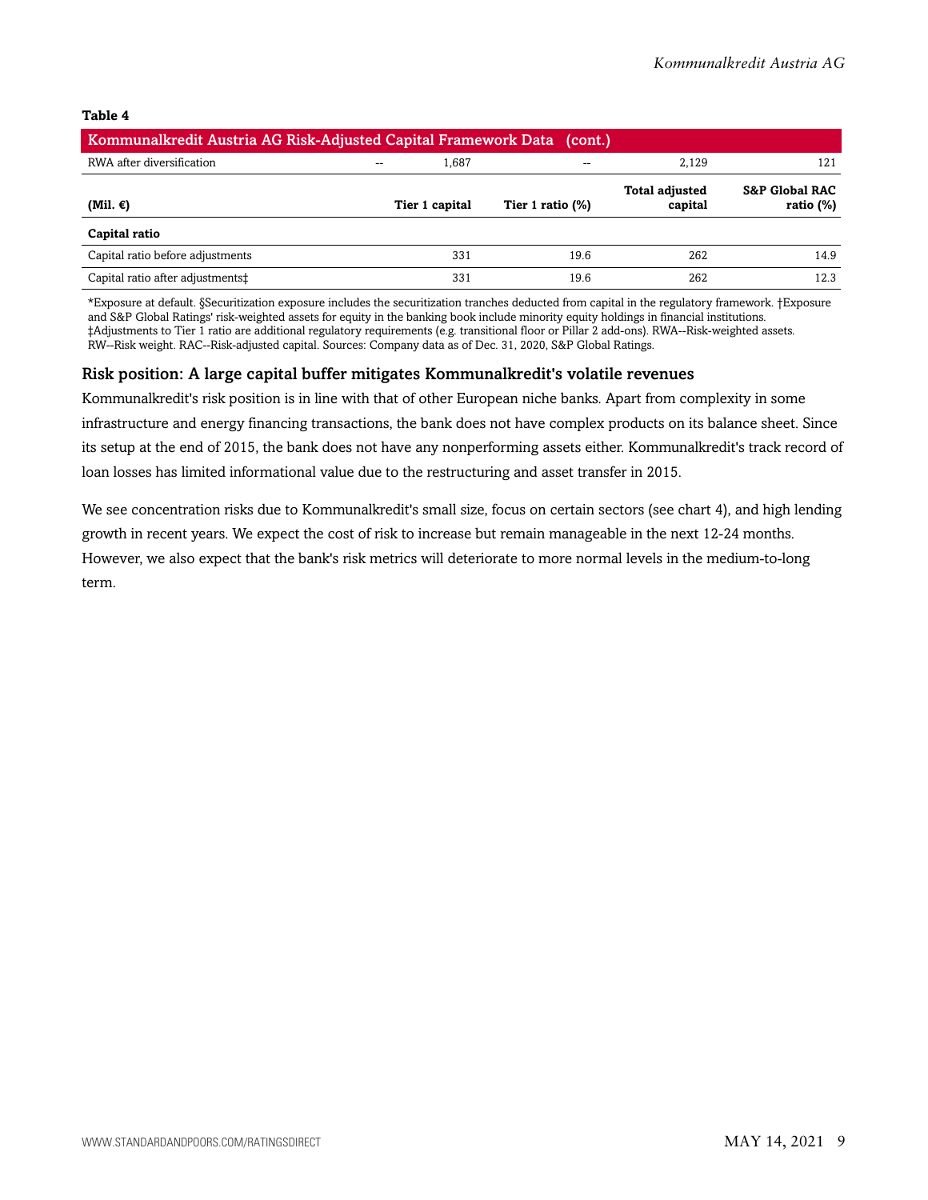**Table 4**

| Kommunalkredit Austria AG Risk-Adjusted Capital Framework Data (cont.) | | | | | |
|---|---|---|---|---|---|
| RWA after diversification | -- | 1,687 | -- | 2,129 | 121 |
| **(Mil. €)** | | **Tier 1 capital** | **Tier 1 ratio (%)** | **Total adjusted capital** | **S&P Global RAC ratio (%)** |
| **Capital ratio** | | | | | |
| Capital ratio before adjustments | | 331 | 19.6 | 262 | 14.9 |
| Capital ratio after adjustments‡ | | 331 | 19.6 | 262 | 12.3 |

*Exposure at default. §Securitization exposure includes the securitization tranches deducted from capital in the regulatory framework. †Exposure and S&P Global Ratings' risk-weighted assets for equity in the banking book include minority equity holdings in financial institutions. ‡Adjustments to Tier 1 ratio are additional regulatory requirements (e.g. transitional floor or Pillar 2 add-ons). RWA--Risk-weighted assets. RW--Risk weight. RAC--Risk-adjusted capital. Sources: Company data as of Dec. 31, 2020, S&P Global Ratings.

### Risk position: A large capital buffer mitigates Kommunalkredit's volatile revenues

Kommunalkredit's risk position is in line with that of other European niche banks. Apart from complexity in some infrastructure and energy financing transactions, the bank does not have complex products on its balance sheet. Since its setup at the end of 2015, the bank does not have any nonperforming assets either. Kommunalkredit's track record of loan losses has limited informational value due to the restructuring and asset transfer in 2015.

We see concentration risks due to Kommunalkredit's small size, focus on certain sectors (see chart 4), and high lending growth in recent years. We expect the cost of risk to increase but remain manageable in the next 12-24 months. However, we also expect that the bank's risk metrics will deteriorate to more normal levels in the medium-to-long term.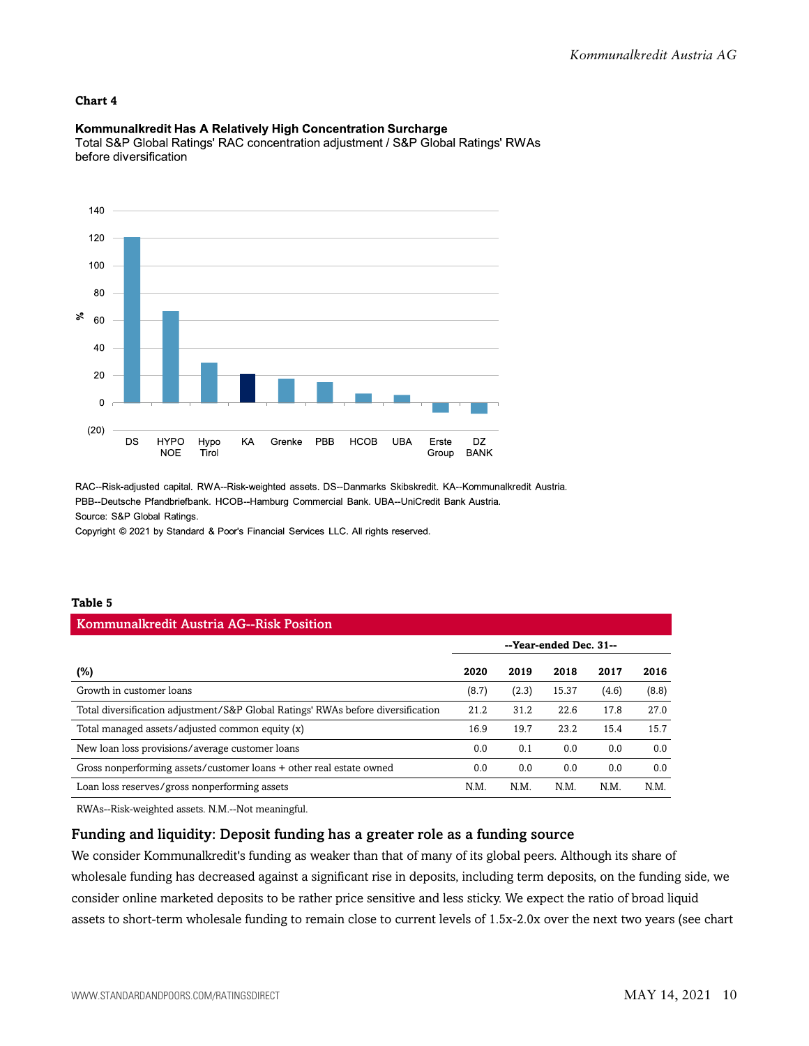**Chart 4**

**Kommunalkredit Has A Relatively High Concentration Surcharge**

Total S&P Global Ratings' RAC concentration adjustment / S&P Global Ratings' RWAs before diversification

RAC--Risk-adjusted capital. RWA--Risk-weighted assets. DS--Danmarks Skibskredit. KA--Kommunalkredit Austria. PBB--Deutsche Pfandbriefbank. HCOB--Hamburg Commercial Bank. UBA--UniCredit Bank Austria.

Source: S&P Global Ratings.

Copyright © 2021 by Standard & Poor's Financial Services LLC. All rights reserved.

**Table 5**

**Kommunalkredit Austria AG--Risk Position**

| | --Year-ended Dec. 31-- | | | | |
|---|---|---|---|---|---|
| **(%)** | **2020** | **2019** | **2018** | **2017** | **2016** |
| Growth in customer loans | (8.7) | (2.3) | 15.37 | (4.6) | (8.8) |
| Total diversification adjustment/S&P Global Ratings' RWAs before diversification | 21.2 | 31.2 | 22.6 | 17.8 | 27.0 |
| Total managed assets/adjusted common equity (x) | 16.9 | 19.7 | 23.2 | 15.4 | 15.7 |
| New loan loss provisions/average customer loans | 0.0 | 0.1 | 0.0 | 0.0 | 0.0 |
| Gross nonperforming assets/customer loans + other real estate owned | 0.0 | 0.0 | 0.0 | 0.0 | 0.0 |
| Loan loss reserves/gross nonperforming assets | N.M. | N.M. | N.M. | N.M. | N.M. |

RWAs--Risk-weighted assets. N.M.--Not meaningful.

### Funding and liquidity: Deposit funding has a greater role as a funding source

We consider Kommunalkredit's funding as weaker than that of many of its global peers. Although its share of wholesale funding has decreased against a significant rise in deposits, including term deposits, on the funding side, we consider online marketed deposits to be rather price sensitive and less sticky. We expect the ratio of broad liquid assets to short-term wholesale funding to remain close to current levels of 1.5x-2.0x over the next two years (see chart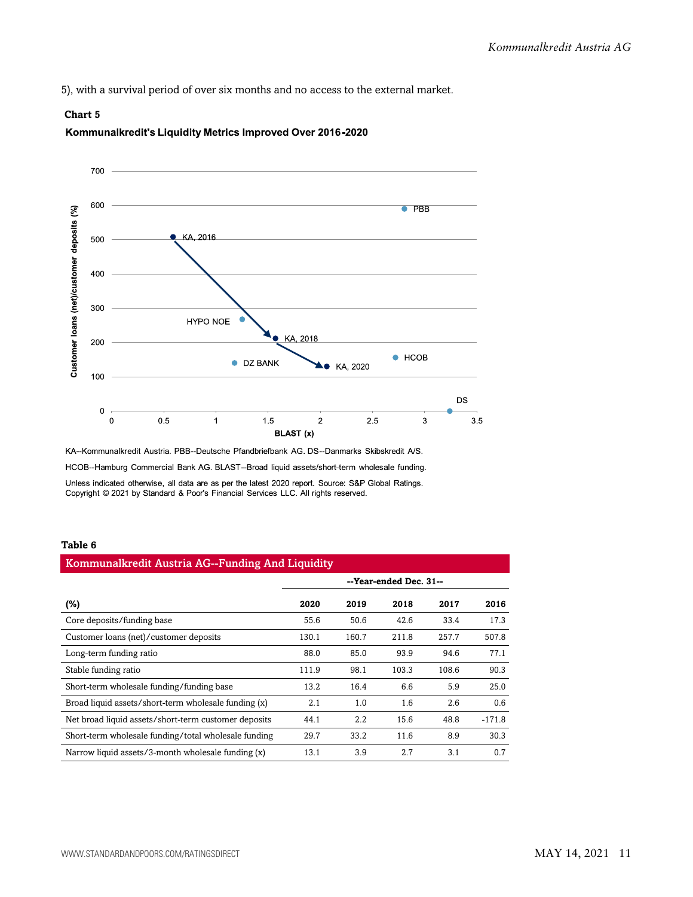5), with a survival period of over six months and no access to the external market.

**Chart 5**

**Kommunalkredit's Liquidity Metrics Improved Over 2016-2020**

KA--Kommunalkredit Austria. PBB--Deutsche Pfandbriefbank AG. DS--Danmarks Skibskredit A/S. HCOB--Hamburg Commercial Bank AG. BLAST--Broad liquid assets/short-term wholesale funding.

Unless indicated otherwise, all data are as per the latest 2020 report. Source: S&P Global Ratings.
Copyright © 2021 by Standard & Poor's Financial Services LLC. All rights reserved.

**Table 6**

| Kommunalkredit Austria AG--Funding And Liquidity | | | | | |
|---|---|---|---|---|---|
| | --Year-ended Dec. 31-- | | | | |
| **(%)** | **2020** | **2019** | **2018** | **2017** | **2016** |
| Core deposits/funding base | 55.6 | 50.6 | 42.6 | 33.4 | 17.3 |
| Customer loans (net)/customer deposits | 130.1 | 160.7 | 211.8 | 257.7 | 507.8 |
| Long-term funding ratio | 88.0 | 85.0 | 93.9 | 94.6 | 77.1 |
| Stable funding ratio | 111.9 | 98.1 | 103.3 | 108.6 | 90.3 |
| Short-term wholesale funding/funding base | 13.2 | 16.4 | 6.6 | 5.9 | 25.0 |
| Broad liquid assets/short-term wholesale funding (x) | 2.1 | 1.0 | 1.6 | 2.6 | 0.6 |
| Net broad liquid assets/short-term customer deposits | 44.1 | 2.2 | 15.6 | 48.8 | -171.8 |
| Short-term wholesale funding/total wholesale funding | 29.7 | 33.2 | 11.6 | 8.9 | 30.3 |
| Narrow liquid assets/3-month wholesale funding (x) | 13.1 | 3.9 | 2.7 | 3.1 | 0.7 |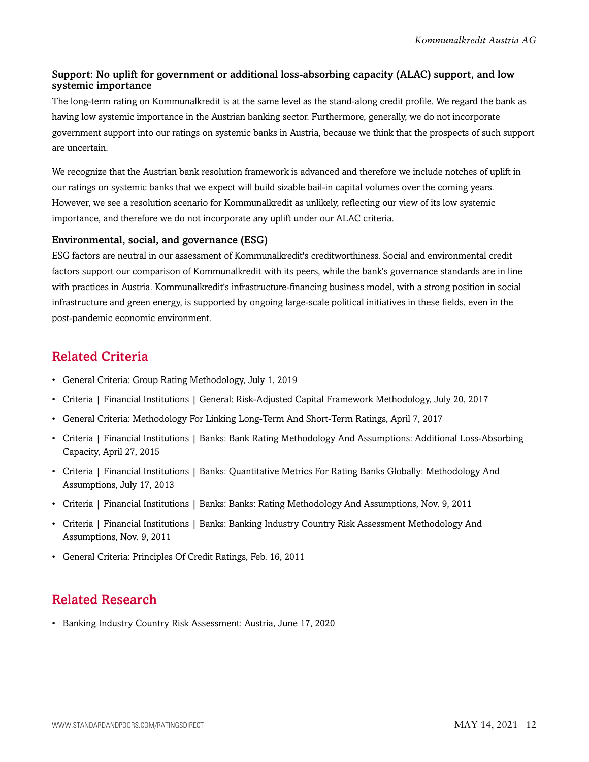### Support: No uplift for government or additional loss-absorbing capacity (ALAC) support, and low systemic importance

The long-term rating on Kommunalkredit is at the same level as the stand-along credit profile. We regard the bank as having low systemic importance in the Austrian banking sector. Furthermore, generally, we do not incorporate government support into our ratings on systemic banks in Austria, because we think that the prospects of such support are uncertain.

We recognize that the Austrian bank resolution framework is advanced and therefore we include notches of uplift in our ratings on systemic banks that we expect will build sizable bail-in capital volumes over the coming years. However, we see a resolution scenario for Kommunalkredit as unlikely, reflecting our view of its low systemic importance, and therefore we do not incorporate any uplift under our ALAC criteria.

### Environmental, social, and governance (ESG)

ESG factors are neutral in our assessment of Kommunalkredit's creditworthiness. Social and environmental credit factors support our comparison of Kommunalkredit with its peers, while the bank's governance standards are in line with practices in Austria. Kommunalkredit's infrastructure-financing business model, with a strong position in social infrastructure and green energy, is supported by ongoing large-scale political initiatives in these fields, even in the post-pandemic economic environment.

## Related Criteria

- General Criteria: Group Rating Methodology, July 1, 2019
- Criteria | Financial Institutions | General: Risk-Adjusted Capital Framework Methodology, July 20, 2017
- General Criteria: Methodology For Linking Long-Term And Short-Term Ratings, April 7, 2017
- Criteria | Financial Institutions | Banks: Bank Rating Methodology And Assumptions: Additional Loss-Absorbing Capacity, April 27, 2015
- Criteria | Financial Institutions | Banks: Quantitative Metrics For Rating Banks Globally: Methodology And Assumptions, July 17, 2013
- Criteria | Financial Institutions | Banks: Banks: Rating Methodology And Assumptions, Nov. 9, 2011
- Criteria | Financial Institutions | Banks: Banking Industry Country Risk Assessment Methodology And Assumptions, Nov. 9, 2011
- General Criteria: Principles Of Credit Ratings, Feb. 16, 2011

## Related Research

- Banking Industry Country Risk Assessment: Austria, June 17, 2020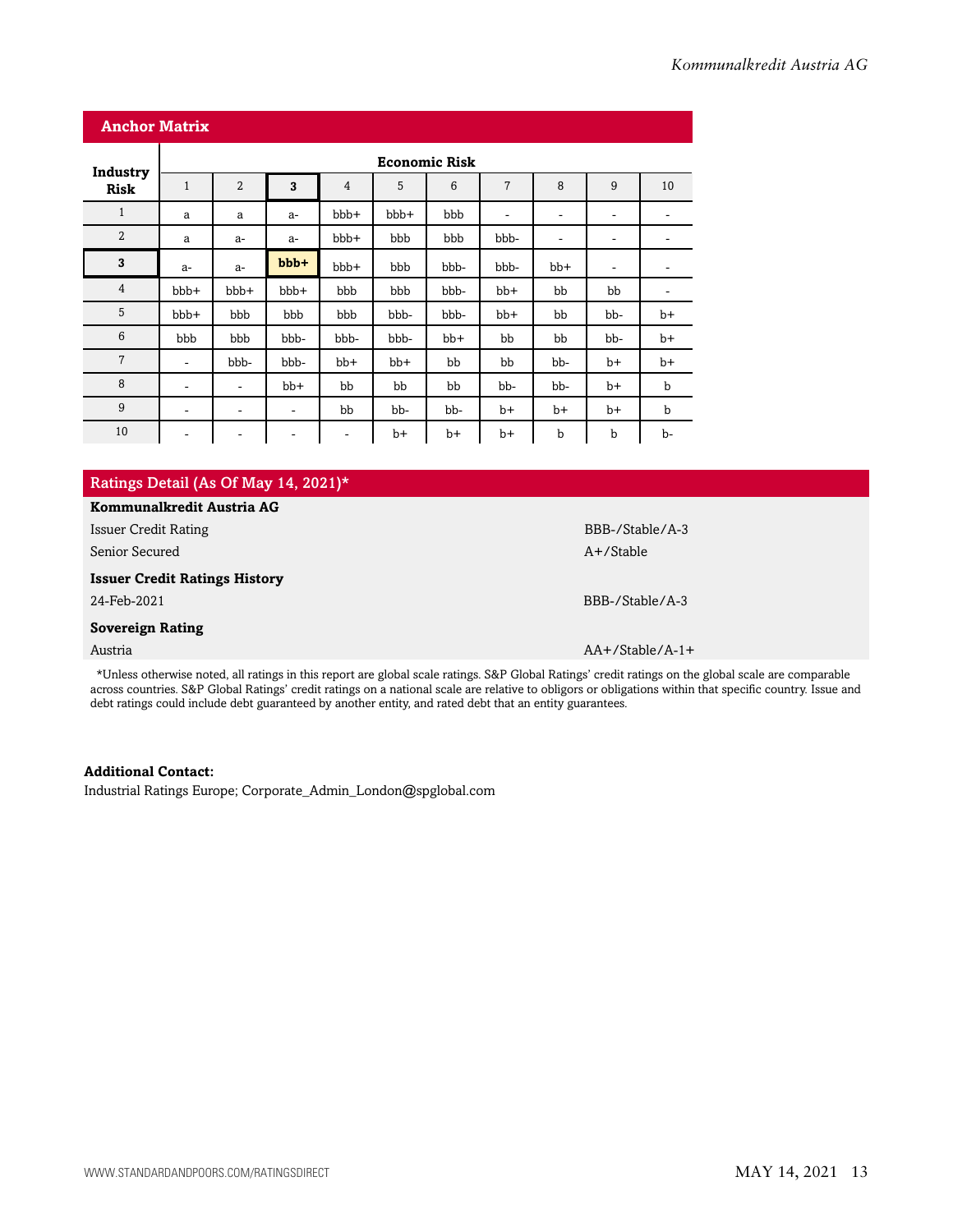## Anchor Matrix

| Industry Risk | Economic Risk | | | | | | | | | |
|---|---|---|---|---|---|---|---|---|---|---|
| | 1 | 2 | **3** | 4 | 5 | 6 | 7 | 8 | 9 | 10 |
| 1 | a | a | a- | bbb+ | bbb+ | bbb | - | - | - | - |
| 2 | a | a- | a- | bbb+ | bbb | bbb | bbb- | - | - | - |
| **3** | a- | a- | **bbb+** | bbb+ | bbb | bbb- | bbb- | bb+ | - | - |
| 4 | bbb+ | bbb+ | bbb+ | bbb | bbb | bbb- | bb+ | bb | bb | - |
| 5 | bbb+ | bbb | bbb | bbb | bbb- | bbb- | bb+ | bb | bb- | b+ |
| 6 | bbb | bbb | bbb- | bbb- | bbb- | bb+ | bb | bb | bb- | b+ |
| 7 | - | bbb- | bbb- | bb+ | bb+ | bb | bb | bb- | b+ | b+ |
| 8 | - | - | bb+ | bb | bb | bb | bb- | bb- | b+ | b |
| 9 | - | - | - | bb | bb- | bb- | b+ | b+ | b+ | b |
| 10 | - | - | - | - | b+ | b+ | b+ | b | b | b- |

## Ratings Detail (As Of May 14, 2021)*

| | |
|---|---|
| **Kommunalkredit Austria AG** | |
| Issuer Credit Rating | BBB-/Stable/A-3 |
| Senior Secured | A+/Stable |
| **Issuer Credit Ratings History** | |
| 24-Feb-2021 | BBB-/Stable/A-3 |
| **Sovereign Rating** | |
| Austria | AA+/Stable/A-1+ |

*Unless otherwise noted, all ratings in this report are global scale ratings. S&P Global Ratings' credit ratings on the global scale are comparable across countries. S&P Global Ratings' credit ratings on a national scale are relative to obligors or obligations within that specific country. Issue and debt ratings could include debt guaranteed by another entity, and rated debt that an entity guarantees.

**Additional Contact:**
Industrial Ratings Europe; Corporate_Admin_London@spglobal.com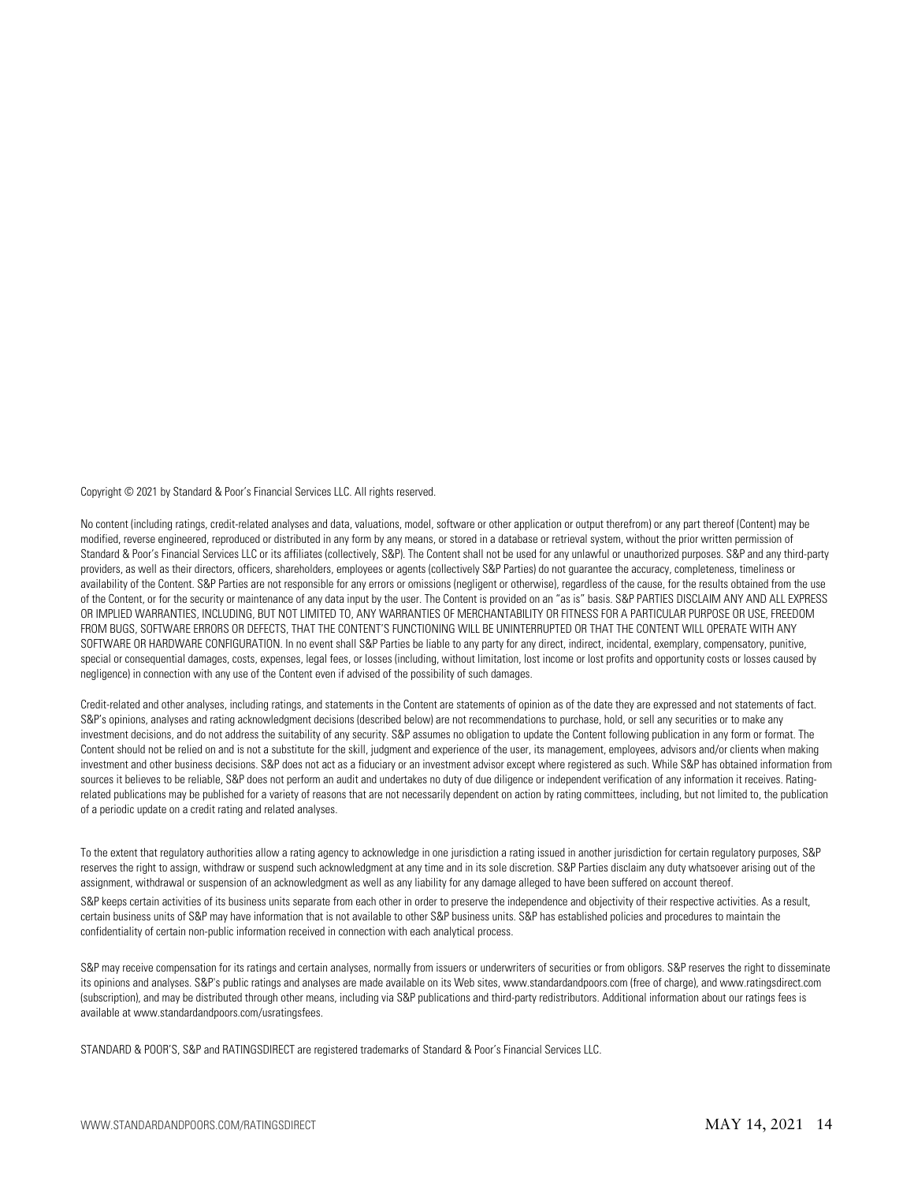Copyright © 2021 by Standard & Poor's Financial Services LLC. All rights reserved.

No content (including ratings, credit-related analyses and data, valuations, model, software or other application or output therefrom) or any part thereof (Content) may be modified, reverse engineered, reproduced or distributed in any form by any means, or stored in a database or retrieval system, without the prior written permission of Standard & Poor's Financial Services LLC or its affiliates (collectively, S&P). The Content shall not be used for any unlawful or unauthorized purposes. S&P and any third-party providers, as well as their directors, officers, shareholders, employees or agents (collectively S&P Parties) do not guarantee the accuracy, completeness, timeliness or availability of the Content. S&P Parties are not responsible for any errors or omissions (negligent or otherwise), regardless of the cause, for the results obtained from the use of the Content, or for the security or maintenance of any data input by the user. The Content is provided on an "as is" basis. S&P PARTIES DISCLAIM ANY AND ALL EXPRESS OR IMPLIED WARRANTIES, INCLUDING, BUT NOT LIMITED TO, ANY WARRANTIES OF MERCHANTABILITY OR FITNESS FOR A PARTICULAR PURPOSE OR USE, FREEDOM FROM BUGS, SOFTWARE ERRORS OR DEFECTS, THAT THE CONTENT'S FUNCTIONING WILL BE UNINTERRUPTED OR THAT THE CONTENT WILL OPERATE WITH ANY SOFTWARE OR HARDWARE CONFIGURATION. In no event shall S&P Parties be liable to any party for any direct, indirect, incidental, exemplary, compensatory, punitive, special or consequential damages, costs, expenses, legal fees, or losses (including, without limitation, lost income or lost profits and opportunity costs or losses caused by negligence) in connection with any use of the Content even if advised of the possibility of such damages.

Credit-related and other analyses, including ratings, and statements in the Content are statements of opinion as of the date they are expressed and not statements of fact. S&P's opinions, analyses and rating acknowledgment decisions (described below) are not recommendations to purchase, hold, or sell any securities or to make any investment decisions, and do not address the suitability of any security. S&P assumes no obligation to update the Content following publication in any form or format. The Content should not be relied on and is not a substitute for the skill, judgment and experience of the user, its management, employees, advisors and/or clients when making investment and other business decisions. S&P does not act as a fiduciary or an investment advisor except where registered as such. While S&P has obtained information from sources it believes to be reliable, S&P does not perform an audit and undertakes no duty of due diligence or independent verification of any information it receives. Rating-related publications may be published for a variety of reasons that are not necessarily dependent on action by rating committees, including, but not limited to, the publication of a periodic update on a credit rating and related analyses.

To the extent that regulatory authorities allow a rating agency to acknowledge in one jurisdiction a rating issued in another jurisdiction for certain regulatory purposes, S&P reserves the right to assign, withdraw or suspend such acknowledgment at any time and in its sole discretion. S&P Parties disclaim any duty whatsoever arising out of the assignment, withdrawal or suspension of an acknowledgment as well as any liability for any damage alleged to have been suffered on account thereof.

S&P keeps certain activities of its business units separate from each other in order to preserve the independence and objectivity of their respective activities. As a result, certain business units of S&P may have information that is not available to other S&P business units. S&P has established policies and procedures to maintain the confidentiality of certain non-public information received in connection with each analytical process.

S&P may receive compensation for its ratings and certain analyses, normally from issuers or underwriters of securities or from obligors. S&P reserves the right to disseminate its opinions and analyses. S&P's public ratings and analyses are made available on its Web sites, www.standardandpoors.com (free of charge), and www.ratingsdirect.com (subscription), and may be distributed through other means, including via S&P publications and third-party redistributors. Additional information about our ratings fees is available at www.standardandpoors.com/usratingsfees.

STANDARD & POOR'S, S&P and RATINGSDIRECT are registered trademarks of Standard & Poor's Financial Services LLC.